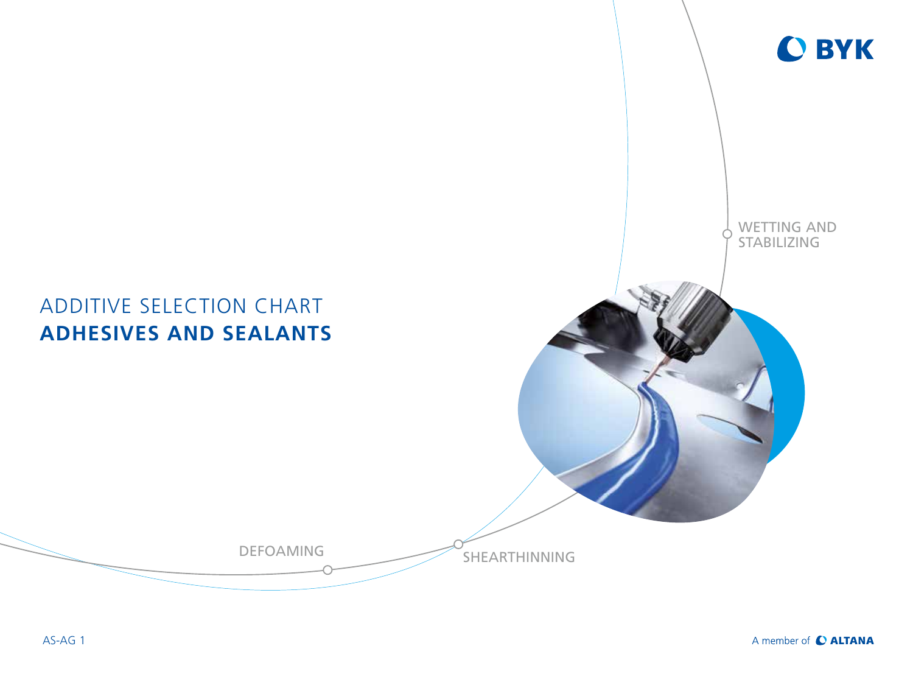BYK

WETTING AND STABILIZING

# ADDITIVE SELECTION CHART
# ADHESIVES AND SEALANTS

DEFOAMING

SHEARTHINNING

AS-AG 1

A member of ALTANA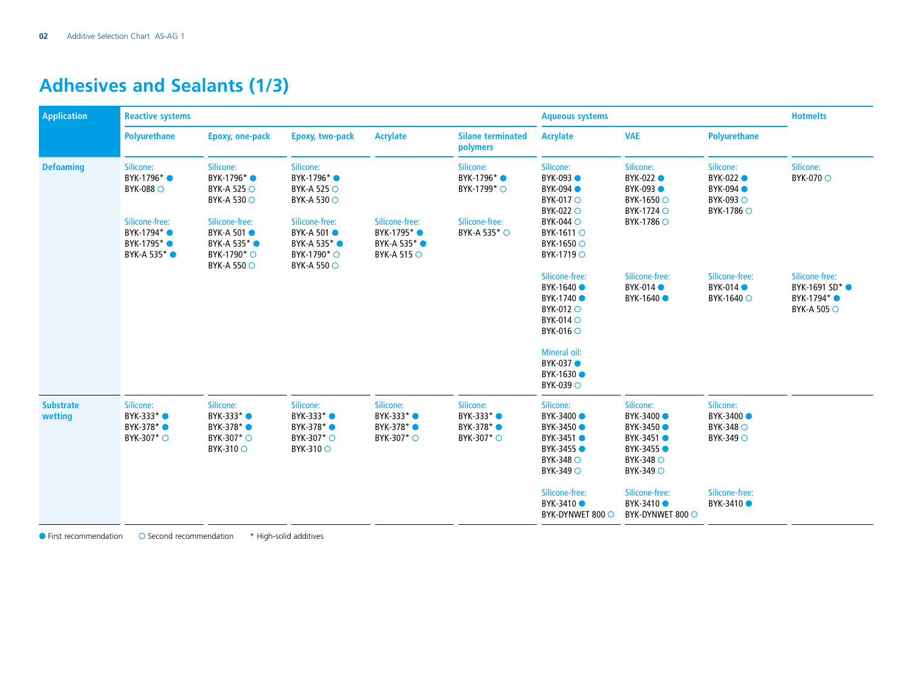# Adhesives and Sealants (1/3)

| Application | Reactive systems | | | | | Aqueous systems | | | Hotmelts |
|---|---|---|---|---|---|---|---|---|---|
| | Polyurethane | Epoxy, one-pack | Epoxy, two-pack | Acrylate | Silane terminated polymers | Acrylate | VAE | Polyurethane | |
| Defoaming | Silicone:<br>BYK-1796* ●<br>BYK-088 ○<br><br>Silicone-free:<br>BYK-1794* ●<br>BYK-1795* ●<br>BYK-A 535* ● | Silicone:<br>BYK-1796* ●<br>BYK-A 525 ○<br>BYK-A 530 ○<br><br>Silicone-free:<br>BYK-A 501 ●<br>BYK-A 535* ●<br>BYK-1790* ○<br>BYK-A 550 ○ | Silicone:<br>BYK-1796* ●<br>BYK-A 525 ○<br>BYK-A 530 ○<br><br>Silicone-free:<br>BYK-A 501 ●<br>BYK-A 535* ●<br>BYK-1790* ○<br>BYK-A 550 ○ | Silicone-free:<br>BYK-1795* ●<br>BYK-A 535* ●<br>BYK-A 515 ○ | Silicone:<br>BYK-1796* ●<br>BYK-1799* ○<br><br>Silicone-free:<br>BYK-A 535* ○ | Silicone:<br>BYK-093 ●<br>BYK-094 ●<br>BYK-017 ○<br>BYK-022 ○<br>BYK-044 ○<br>BYK-1611 ○<br>BYK-1650 ○<br>BYK-1719 ○<br><br>Silicone-free:<br>BYK-1640 ●<br>BYK-1740 ●<br>BYK-012 ○<br>BYK-014 ○<br>BYK-016 ○<br><br>Mineral oil:<br>BYK-037 ●<br>BYK-1630 ●<br>BYK-039 ○ | Silicone:<br>BYK-022 ●<br>BYK-093 ●<br>BYK-1650 ○<br>BYK-1724 ○<br>BYK-1786 ○<br><br>Silicone-free:<br>BYK-014 ●<br>BYK-1640 ● | Silicone:<br>BYK-022 ●<br>BYK-094 ●<br>BYK-093 ○<br>BYK-1786 ○<br><br>Silicone-free:<br>BYK-014 ●<br>BYK-1640 ○ | Silicone:<br>BYK-070 ○<br><br>Silicone-free:<br>BYK-1691 SD* ●<br>BYK-1794* ●<br>BYK-A 505 ○ |
| Substrate wetting | Silicone:<br>BYK-333* ●<br>BYK-378* ●<br>BYK-307* ○ | Silicone:<br>BYK-333* ●<br>BYK-378* ●<br>BYK-307* ○<br>BYK-310 ○ | Silicone:<br>BYK-333* ●<br>BYK-378* ●<br>BYK-307* ○<br>BYK-310 ○ | Silicone:<br>BYK-333* ●<br>BYK-378* ●<br>BYK-307* ○ | Silicone:<br>BYK-333* ●<br>BYK-378* ●<br>BYK-307* ○ | Silicone:<br>BYK-3400 ●<br>BYK-3450 ●<br>BYK-3451 ●<br>BYK-3455 ●<br>BYK-348 ○<br>BYK-349 ○<br><br>Silicone-free:<br>BYK-3410 ●<br>BYK-DYNWET 800 ○ | Silicone:<br>BYK-3400 ●<br>BYK-3450 ●<br>BYK-3451 ●<br>BYK-3455 ●<br>BYK-348 ○<br>BYK-349 ○<br><br>Silicone-free:<br>BYK-3410 ●<br>BYK-DYNWET 800 ○ | Silicone:<br>BYK-3400 ●<br>BYK-348 ○<br>BYK-349 ○<br><br>Silicone-free:<br>BYK-3410 ● | |

● First recommendation ○ Second recommendation * High-solid additives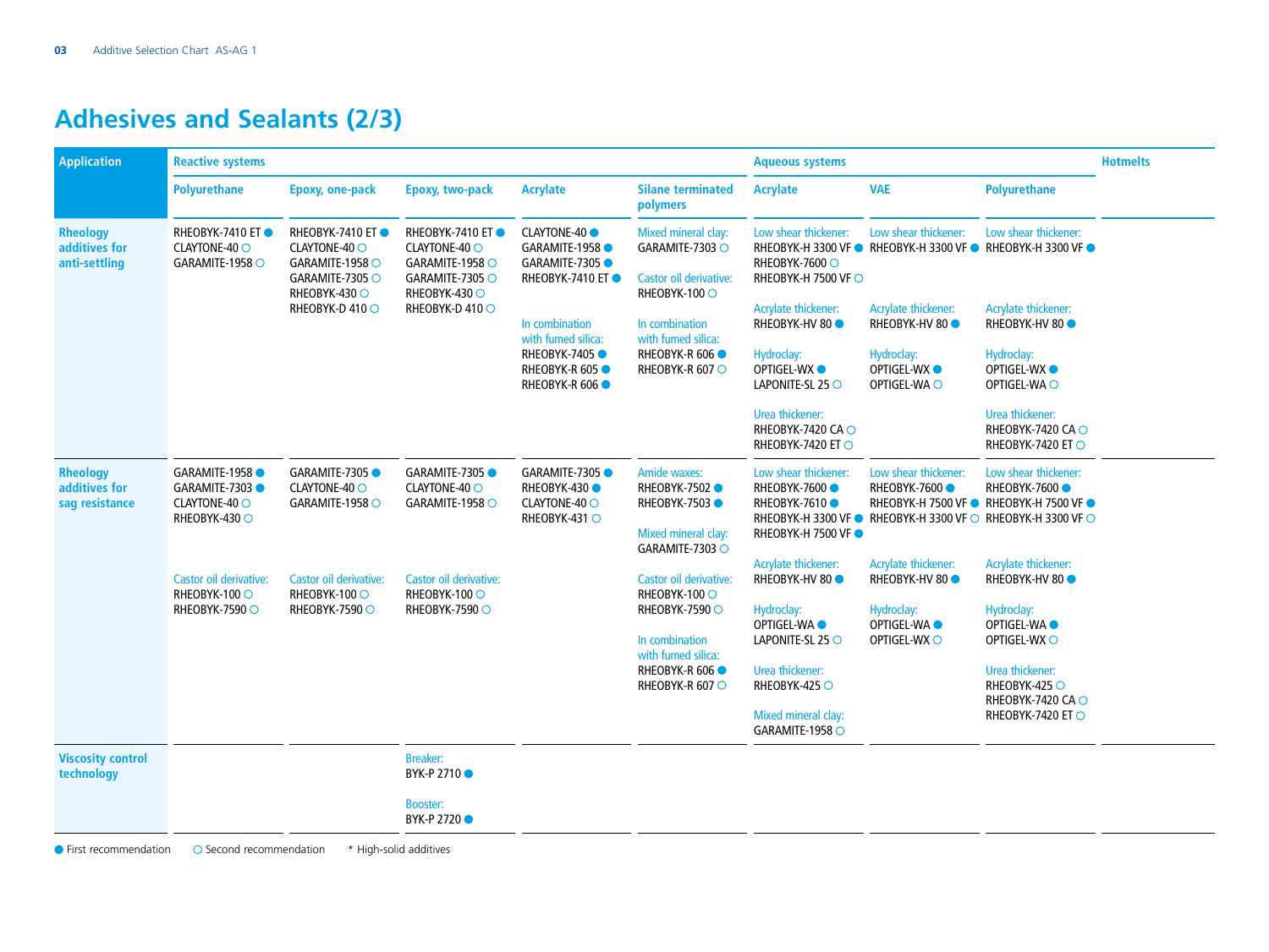# Adhesives and Sealants (2/3)

| Application | Reactive systems | | | | | Aqueous systems | | | Hotmelts |
|---|---|---|---|---|---|---|---|---|---|
| | Polyurethane | Epoxy, one-pack | Epoxy, two-pack | Acrylate | Silane terminated polymers | Acrylate | VAE | Polyurethane | |
| **Rheology additives for anti-settling** | RHEOBYK-7410 ET ●<br>CLAYTONE-40 ○<br>GARAMITE-1958 ○ | RHEOBYK-7410 ET ●<br>CLAYTONE-40 ○<br>GARAMITE-1958 ○<br>GARAMITE-7305 ○<br>RHEOBYK-430 ○<br>RHEOBYK-D 410 ○ | RHEOBYK-7410 ET ●<br>CLAYTONE-40 ○<br>GARAMITE-1958 ○<br>GARAMITE-7305 ○<br>RHEOBYK-430 ○<br>RHEOBYK-D 410 ○ | CLAYTONE-40 ●<br>GARAMITE-1958 ●<br>GARAMITE-7305 ●<br>RHEOBYK-7410 ET ●<br><br>In combination with fumed silica:<br>RHEOBYK-7405 ●<br>RHEOBYK-R 605 ●<br>RHEOBYK-R 606 ● | Mixed mineral clay:<br>GARAMITE-7303 ○<br><br>Castor oil derivative:<br>RHEOBYK-100 ○<br><br>In combination with fumed silica:<br>RHEOBYK-R 606 ●<br>RHEOBYK-R 607 ○ | Low shear thickener:<br>RHEOBYK-H 3300 VF ●<br>RHEOBYK-7600 ○<br>RHEOBYK-H 7500 VF ○<br><br>Acrylate thickener:<br>RHEOBYK-HV 80 ●<br><br>Hydroclay:<br>OPTIGEL-WX ●<br>LAPONITE-SL 25 ○<br><br>Urea thickener:<br>RHEOBYK-7420 CA ○<br>RHEOBYK-7420 ET ○ | Low shear thickener:<br>RHEOBYK-H 3300 VF ●<br><br>Acrylate thickener:<br>RHEOBYK-HV 80 ●<br><br>Hydroclay:<br>OPTIGEL-WX ●<br>OPTIGEL-WA ○ | Low shear thickener:<br>RHEOBYK-H 3300 VF ●<br><br>Acrylate thickener:<br>RHEOBYK-HV 80 ●<br><br>Hydroclay:<br>OPTIGEL-WX ●<br>OPTIGEL-WA ○<br><br>Urea thickener:<br>RHEOBYK-7420 CA ○<br>RHEOBYK-7420 ET ○ | |
| **Rheology additives for sag resistance** | GARAMITE-1958 ●<br>GARAMITE-7303 ●<br>CLAYTONE-40 ○<br>RHEOBYK-430 ○<br><br>Castor oil derivative:<br>RHEOBYK-100 ○<br>RHEOBYK-7590 ○ | GARAMITE-7305 ●<br>CLAYTONE-40 ○<br>GARAMITE-1958 ○<br><br>Castor oil derivative:<br>RHEOBYK-100 ○<br>RHEOBYK-7590 ○ | GARAMITE-7305 ●<br>CLAYTONE-40 ○<br>GARAMITE-1958 ○<br><br>Castor oil derivative:<br>RHEOBYK-100 ○<br>RHEOBYK-7590 ○ | GARAMITE-7305 ●<br>RHEOBYK-430 ●<br>CLAYTONE-40 ○<br>RHEOBYK-431 ○ | Amide waxes:<br>RHEOBYK-7502 ●<br>RHEOBYK-7503 ●<br><br>Mixed mineral clay:<br>GARAMITE-7303 ○<br><br>Castor oil derivative:<br>RHEOBYK-100 ○<br>RHEOBYK-7590 ○<br><br>In combination with fumed silica:<br>RHEOBYK-R 606 ●<br>RHEOBYK-R 607 ○ | Low shear thickener:<br>RHEOBYK-7600 ●<br>RHEOBYK-7610 ●<br>RHEOBYK-H 3300 VF ●<br>RHEOBYK-H 7500 VF ●<br><br>Acrylate thickener:<br>RHEOBYK-HV 80 ●<br><br>Hydroclay:<br>OPTIGEL-WA ●<br>LAPONITE-SL 25 ○<br><br>Urea thickener:<br>RHEOBYK-425 ○<br><br>Mixed mineral clay:<br>GARAMITE-1958 ○ | Low shear thickener:<br>RHEOBYK-7600 ●<br>RHEOBYK-H 7500 VF ●<br>RHEOBYK-H 3300 VF ○<br><br>Acrylate thickener:<br>RHEOBYK-HV 80 ●<br><br>Hydroclay:<br>OPTIGEL-WA ●<br>OPTIGEL-WX ○ | Low shear thickener:<br>RHEOBYK-7600 ●<br>RHEOBYK-H 7500 VF ●<br>RHEOBYK-H 3300 VF ○<br><br>Acrylate thickener:<br>RHEOBYK-HV 80 ●<br><br>Hydroclay:<br>OPTIGEL-WA ●<br>OPTIGEL-WX ○<br><br>Urea thickener:<br>RHEOBYK-425 ○<br>RHEOBYK-7420 CA ○<br>RHEOBYK-7420 ET ○ | |
| **Viscosity control technology** | | | Breaker:<br>BYK-P 2710 ●<br><br>Booster:<br>BYK-P 2720 ● | | | | | | |

● First recommendation ○ Second recommendation * High-solid additives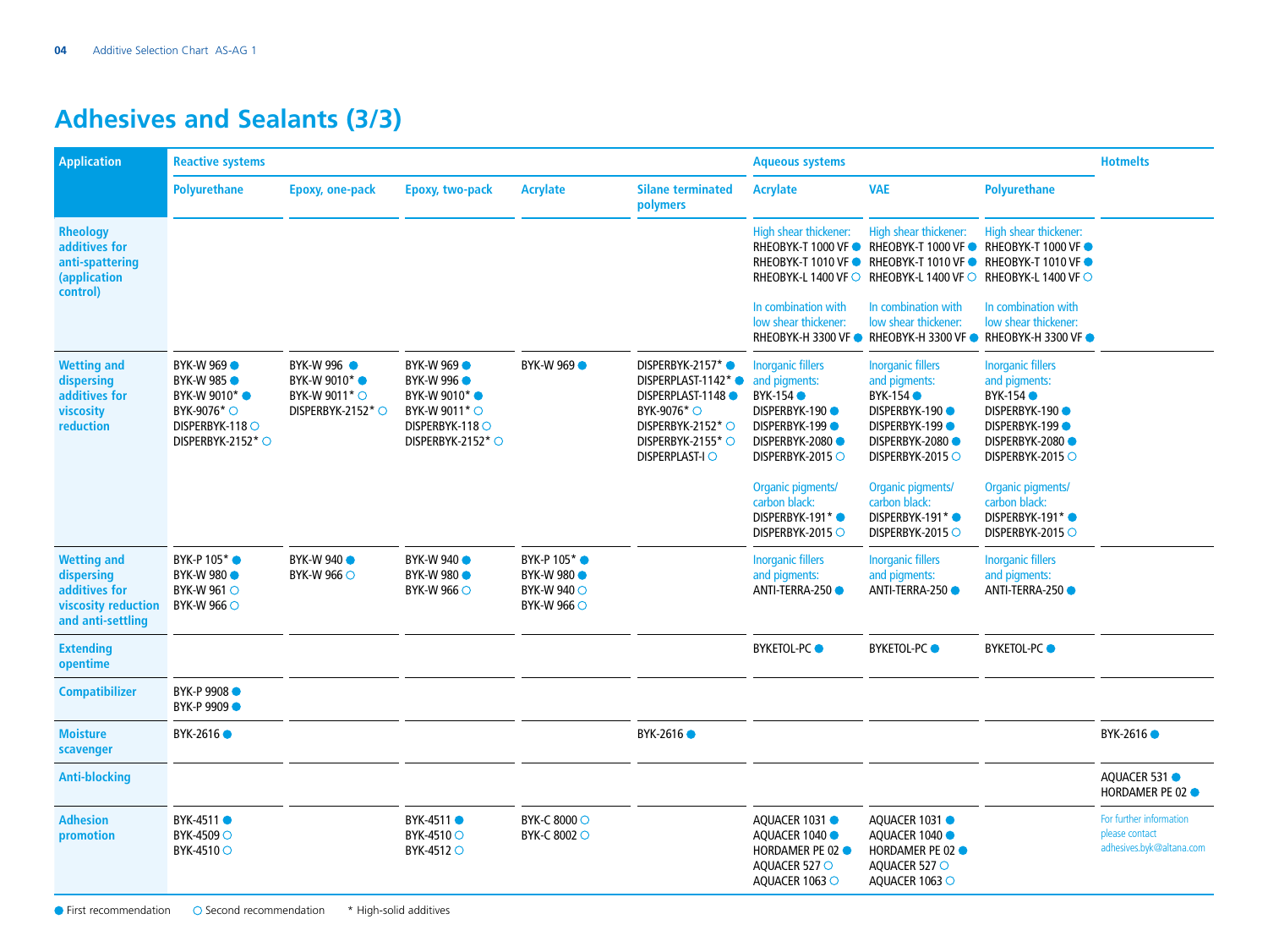## Adhesives and Sealants (3/3)

| Application | Reactive systems | | | | | Aqueous systems | | | Hotmelts |
|---|---|---|---|---|---|---|---|---|---|
| | Polyurethane | Epoxy, one-pack | Epoxy, two-pack | Acrylate | Silane terminated polymers | Acrylate | VAE | Polyurethane | |
| Rheology additives for anti-spattering (application control) | | | | | | High shear thickener: RHEOBYK-T 1000 VF ● RHEOBYK-T 1010 VF ● RHEOBYK-L 1400 VF ○<br>In combination with low shear thickener: RHEOBYK-H 3300 VF ● | High shear thickener: RHEOBYK-T 1000 VF ● RHEOBYK-T 1010 VF ● RHEOBYK-L 1400 VF ○<br>In combination with low shear thickener: RHEOBYK-H 3300 VF ● | High shear thickener: RHEOBYK-T 1000 VF ● RHEOBYK-T 1010 VF ● RHEOBYK-L 1400 VF ○<br>In combination with low shear thickener: RHEOBYK-H 3300 VF ● | |
| Wetting and dispersing additives for viscosity reduction | BYK-W 969 ● BYK-W 985 ● BYK-W 9010* ● BYK-9076* ○ DISPERBYK-118 ○ DISPERBYK-2152* ○ | BYK-W 996 ● BYK-W 9010* ● BYK-W 9011* ○ DISPERBYK-2152* ○ | BYK-W 969 ● BYK-W 996 ● BYK-W 9010* ● BYK-W 9011* ○ DISPERBYK-118 ○ DISPERBYK-2152* ○ | BYK-W 969 ● | DISPERBYK-2157* ● DISPERPLAST-1142* ● DISPERPLAST-1148 ● BYK-9076* ○ DISPERBYK-2152* ○ DISPERBYK-2155* ○ DISPERPLAST-I ○ | Inorganic fillers and pigments: BYK-154 ● DISPERBYK-190 ● DISPERBYK-199 ● DISPERBYK-2080 ● DISPERBYK-2015 ○<br>Organic pigments/ carbon black: DISPERBYK-191* ● DISPERBYK-2015 ○ | Inorganic fillers and pigments: BYK-154 ● DISPERBYK-190 ● DISPERBYK-199 ● DISPERBYK-2080 ● DISPERBYK-2015 ○<br>Organic pigments/ carbon black: DISPERBYK-191* ● DISPERBYK-2015 ○ | Inorganic fillers and pigments: BYK-154 ● DISPERBYK-190 ● DISPERBYK-199 ● DISPERBYK-2080 ● DISPERBYK-2015 ○<br>Organic pigments/ carbon black: DISPERBYK-191* ● DISPERBYK-2015 ○ | |
| Wetting and dispersing additives for viscosity reduction and anti-settling | BYK-P 105* ● BYK-W 980 ● BYK-W 961 ○ BYK-W 966 ○ | BYK-W 940 ● BYK-W 966 ○ | BYK-W 940 ● BYK-W 980 ● BYK-W 966 ○ | BYK-P 105* ● BYK-W 980 ● BYK-W 940 ○ BYK-W 966 ○ | | Inorganic fillers and pigments: ANTI-TERRA-250 ● | Inorganic fillers and pigments: ANTI-TERRA-250 ● | Inorganic fillers and pigments: ANTI-TERRA-250 ● | |
| Extending opentime | | | | | | BYKETOL-PC ● | BYKETOL-PC ● | BYKETOL-PC ● | |
| Compatibilizer | BYK-P 9908 ● BYK-P 9909 ● | | | | | | | | |
| Moisture scavenger | BYK-2616 ● | | | | BYK-2616 ● | | | | BYK-2616 ● |
| Anti-blocking | | | | | | | | | AQUACER 531 ● HORDAMER PE 02 ● |
| Adhesion promotion | BYK-4511 ● BYK-4509 ○ BYK-4510 ○ | | BYK-4511 ● BYK-4510 ○ BYK-4512 ○ | BYK-C 8000 ○ BYK-C 8002 ○ | | AQUACER 1031 ● AQUACER 1040 ● HORDAMER PE 02 ● AQUACER 527 ○ AQUACER 1063 ○ | AQUACER 1031 ● AQUACER 1040 ● HORDAMER PE 02 ● AQUACER 527 ○ AQUACER 1063 ○ | | For further information please contact adhesives.byk@altana.com |

● First recommendation ○ Second recommendation * High-solid additives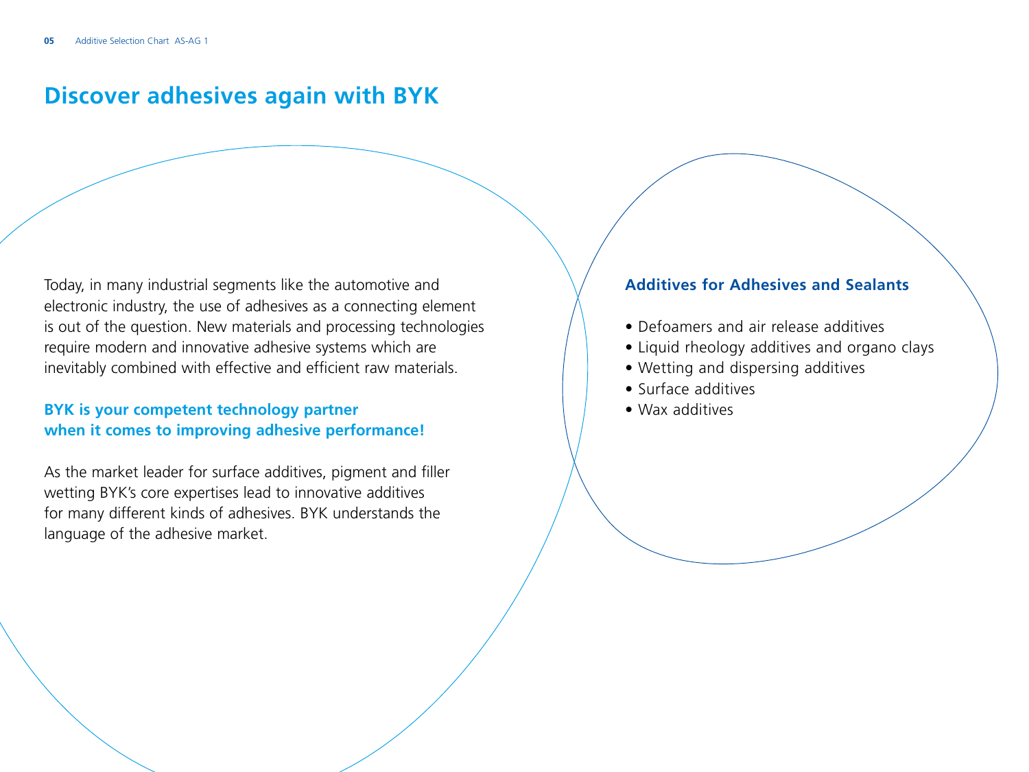# Discover adhesives again with BYK

Today, in many industrial segments like the automotive and electronic industry, the use of adhesives as a connecting element is out of the question. New materials and processing technologies require modern and innovative adhesive systems which are inevitably combined with effective and efficient raw materials.

**BYK is your competent technology partner when it comes to improving adhesive performance!**

As the market leader for surface additives, pigment and filler wetting BYK's core expertises lead to innovative additives for many different kinds of adhesives. BYK understands the language of the adhesive market.

## Additives for Adhesives and Sealants

- Defoamers and air release additives
- Liquid rheology additives and organo clays
- Wetting and dispersing additives
- Surface additives
- Wax additives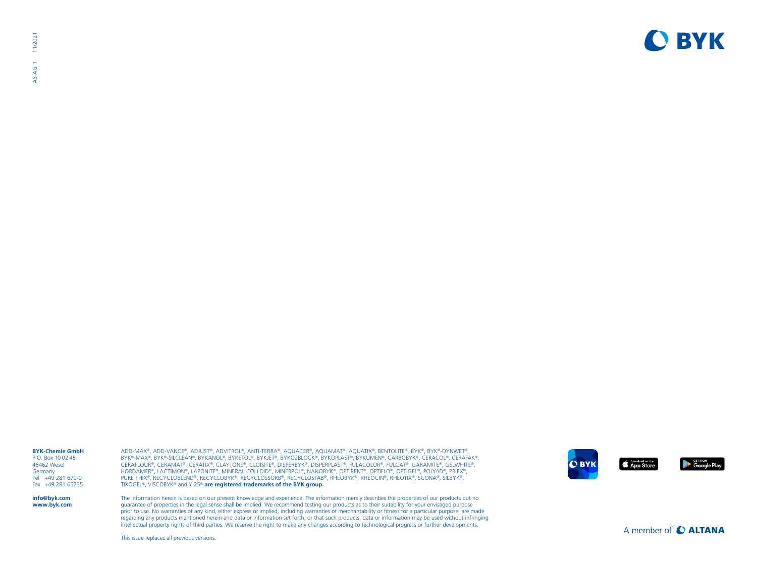AS-AG 1 11/2021

**BYK-Chemie GmbH**
P.O. Box 10 02 45
46462 Wesel
Germany
Tel +49 281 670-0
Fax +49 281 65735

**info@byk.com**
**www.byk.com**

ADD-MAX®, ADD-VANCE®, ADJUST®, ADVITROL®, ANTI-TERRA®, AQUACER®, AQUAMAT®, AQUATIX®, BENTOLITE®, BYK®, BYK®-DYNWET®, BYK®-MAX®, BYK®-SILCLEAN®, BYKANOL®, BYKETOL®, BYKJET®, BYKO2BLOCK®, BYKOPLAST®, BYKUMEN®, CARBOBYK®, CERACOL®, CERAFAK®, CERAFLOUR®, CERAMAT®, CERATIX®, CLAYTONE®, CLOISITE®, DISPERBYK®, DISPERPLAST®, FULACOLOR®, FULCAT®, GARAMITE®, GELWHITE®, HORDAMER®, LACTIMON®, LAPONITE®, MINERAL COLLOID®, MINERPOL®, NANOBYK®, OPTIBENT®, OPTIFLO®, OPTIGEL®, POLYAD®, PRIEX®, PURE THIX®, RECYCLOBLEND®, RECYCLOBYK®, RECYCLOSSORB®, RECYCLOSTAB®, RHEOBYK®, RHEOCIN®, RHEOTIX®, SCONA®, SILBYK®, TIXOGEL®, VISCOBYK® and Y 25® **are registered trademarks of the BYK group.**

The information herein is based on our present knowledge and experience. The information merely describes the properties of our products but no guarantee of properties in the legal sense shall be implied. We recommend testing our products as to their suitability for your envisaged purpose prior to use. No warranties of any kind, either express or implied, including warranties of merchantability or fitness for a particular purpose, are made regarding any products mentioned herein and data or information set forth, or that such products, data or information may be used without infringing intellectual property rights of third parties. We reserve the right to make any changes according to technological progress or further developments.

This issue replaces all previous versions.

A member of ALTANA